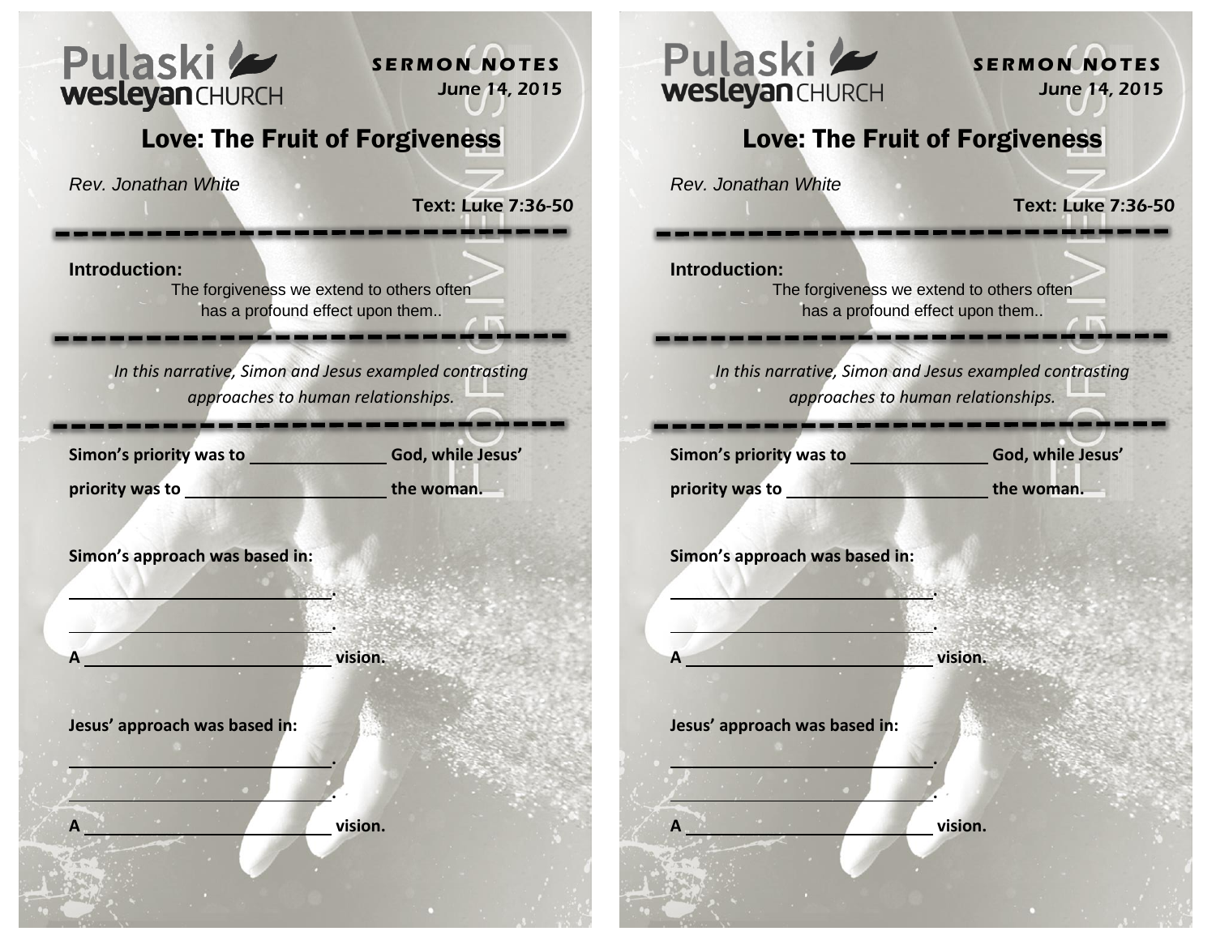Pulaski wesleyan CHURCH

**SERMON NOTES**
June 14, 2015

## Love: The Fruit of Forgiveness

*Rev. Jonathan White*

**Text: Luke 7:36-50**

---

**Introduction:**

The forgiveness we extend to others often has a profound effect upon them..

---

*In this narrative, Simon and Jesus exampled contrasting approaches to human relationships.*

---

**Simon's priority was to _______________ God, while Jesus' priority was to ______________________ the woman.**

**Simon's approach was based in:**

_____________________________.

_____________________________.

**A ___________________________ vision.**

**Jesus' approach was based in:**

_____________________________.

_____________________________.

**A ___________________________ vision.**

---

Pulaski wesleyan CHURCH

**SERMON NOTES**
June 14, 2015

## Love: The Fruit of Forgiveness

*Rev. Jonathan White*

**Text: Luke 7:36-50**

---

**Introduction:**

The forgiveness we extend to others often has a profound effect upon them..

---

*In this narrative, Simon and Jesus exampled contrasting approaches to human relationships.*

---

**Simon's priority was to _______________ God, while Jesus' priority was to ______________________ the woman.**

**Simon's approach was based in:**

_____________________________.

_____________________________.

**A ___________________________ vision.**

**Jesus' approach was based in:**

_____________________________.

_____________________________.

**A ___________________________ vision.**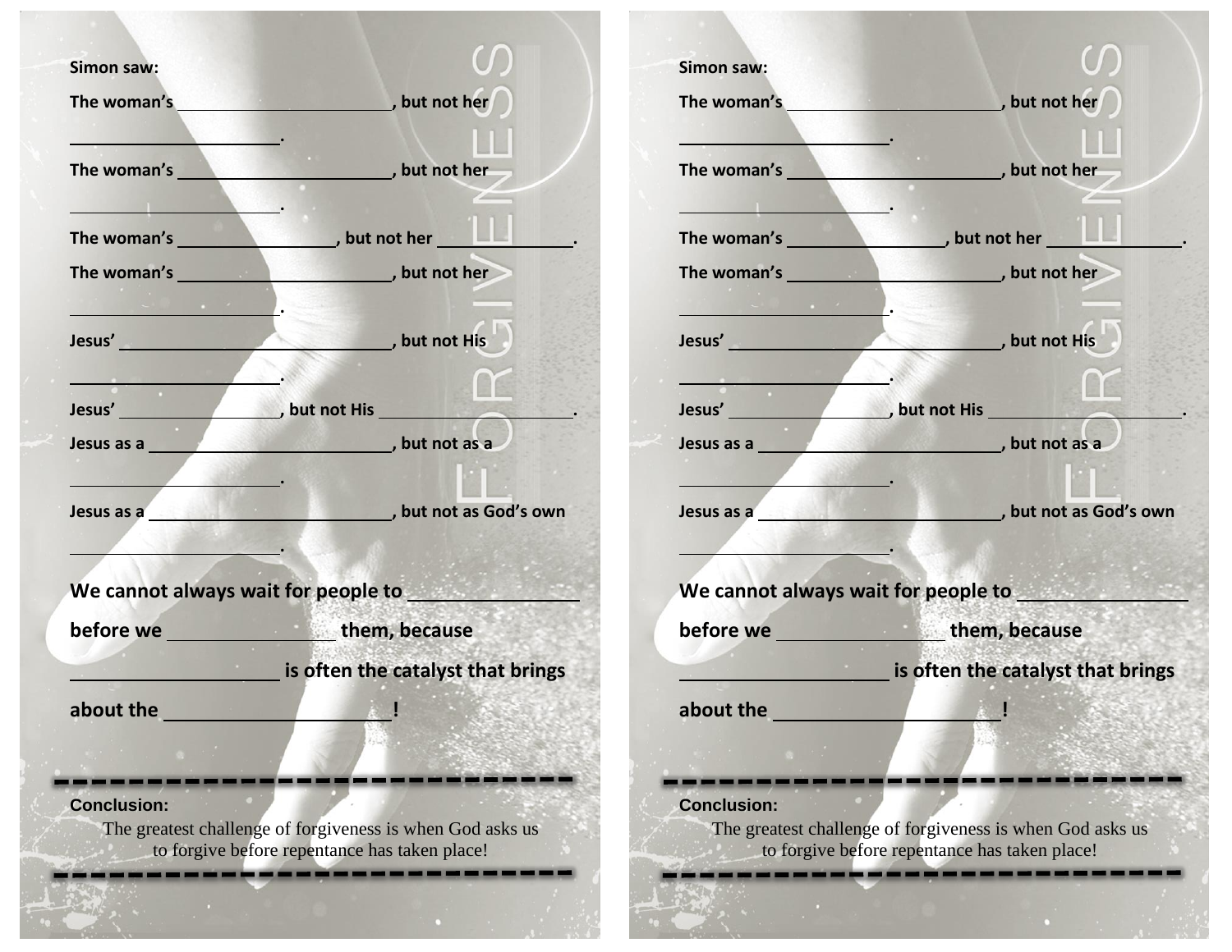**Simon saw:**

**The woman's \_\_\_\_\_\_\_\_\_\_\_\_\_\_\_\_\_\_\_\_\_\_, but not her \_\_\_\_\_\_\_\_\_\_\_\_\_\_\_\_\_\_\_\_\_\_.**

**The woman's \_\_\_\_\_\_\_\_\_\_\_\_\_\_\_\_\_\_\_\_\_\_, but not her \_\_\_\_\_\_\_\_\_\_\_\_\_\_\_\_\_\_\_\_\_\_.**

**The woman's \_\_\_\_\_\_\_\_\_\_\_\_\_\_\_\_, but not her \_\_\_\_\_\_\_\_\_\_\_\_\_\_.**

**The woman's \_\_\_\_\_\_\_\_\_\_\_\_\_\_\_\_\_\_\_\_\_\_, but not her \_\_\_\_\_\_\_\_\_\_\_\_\_\_\_\_\_\_\_\_\_\_.**

**Jesus' \_\_\_\_\_\_\_\_\_\_\_\_\_\_\_\_\_\_\_\_\_\_\_\_\_\_\_\_, but not His \_\_\_\_\_\_\_\_\_\_\_\_\_\_\_\_\_\_\_\_\_\_.**

**Jesus' \_\_\_\_\_\_\_\_\_\_\_\_\_\_\_\_, but not His \_\_\_\_\_\_\_\_\_\_\_\_\_\_\_\_\_\_\_\_.**

**Jesus as a \_\_\_\_\_\_\_\_\_\_\_\_\_\_\_\_\_\_\_\_\_\_\_\_\_, but not as a \_\_\_\_\_\_\_\_\_\_\_\_\_\_\_\_\_\_\_\_\_\_.**

**Jesus as a \_\_\_\_\_\_\_\_\_\_\_\_\_\_\_\_\_\_\_\_\_\_\_\_\_, but not as God's own \_\_\_\_\_\_\_\_\_\_\_\_\_\_\_\_\_\_\_\_\_\_.**

**We cannot always wait for people to \_\_\_\_\_\_\_\_\_\_\_\_\_\_\_\_ before we \_\_\_\_\_\_\_\_\_\_\_\_\_\_\_\_ them, because \_\_\_\_\_\_\_\_\_\_\_\_\_\_\_\_\_\_\_\_ is often the catalyst that brings about the \_\_\_\_\_\_\_\_\_\_\_\_\_\_\_\_\_\_\_\_\_\_!**

---

**Conclusion:**

The greatest challenge of forgiveness is when God asks us to forgive before repentance has taken place!

---

**Simon saw:**

**The woman's \_\_\_\_\_\_\_\_\_\_\_\_\_\_\_\_\_\_\_\_\_\_, but not her \_\_\_\_\_\_\_\_\_\_\_\_\_\_\_\_\_\_\_\_\_\_.**

**The woman's \_\_\_\_\_\_\_\_\_\_\_\_\_\_\_\_\_\_\_\_\_\_, but not her \_\_\_\_\_\_\_\_\_\_\_\_\_\_\_\_\_\_\_\_\_\_.**

**The woman's \_\_\_\_\_\_\_\_\_\_\_\_\_\_\_\_, but not her \_\_\_\_\_\_\_\_\_\_\_\_\_\_.**

**The woman's \_\_\_\_\_\_\_\_\_\_\_\_\_\_\_\_\_\_\_\_\_\_, but not her \_\_\_\_\_\_\_\_\_\_\_\_\_\_\_\_\_\_\_\_\_\_.**

**Jesus' \_\_\_\_\_\_\_\_\_\_\_\_\_\_\_\_\_\_\_\_\_\_\_\_\_\_\_\_, but not His \_\_\_\_\_\_\_\_\_\_\_\_\_\_\_\_\_\_\_\_\_\_.**

**Jesus' \_\_\_\_\_\_\_\_\_\_\_\_\_\_\_\_, but not His \_\_\_\_\_\_\_\_\_\_\_\_\_\_\_\_\_\_\_\_.**

**Jesus as a \_\_\_\_\_\_\_\_\_\_\_\_\_\_\_\_\_\_\_\_\_\_\_\_\_, but not as a \_\_\_\_\_\_\_\_\_\_\_\_\_\_\_\_\_\_\_\_\_\_.**

**Jesus as a \_\_\_\_\_\_\_\_\_\_\_\_\_\_\_\_\_\_\_\_\_\_\_\_\_, but not as God's own \_\_\_\_\_\_\_\_\_\_\_\_\_\_\_\_\_\_\_\_\_\_.**

**We cannot always wait for people to \_\_\_\_\_\_\_\_\_\_\_\_\_\_\_\_ before we \_\_\_\_\_\_\_\_\_\_\_\_\_\_\_\_ them, because \_\_\_\_\_\_\_\_\_\_\_\_\_\_\_\_\_\_\_\_ is often the catalyst that brings about the \_\_\_\_\_\_\_\_\_\_\_\_\_\_\_\_\_\_\_\_\_\_!**

---

**Conclusion:**

The greatest challenge of forgiveness is when God asks us to forgive before repentance has taken place!

---